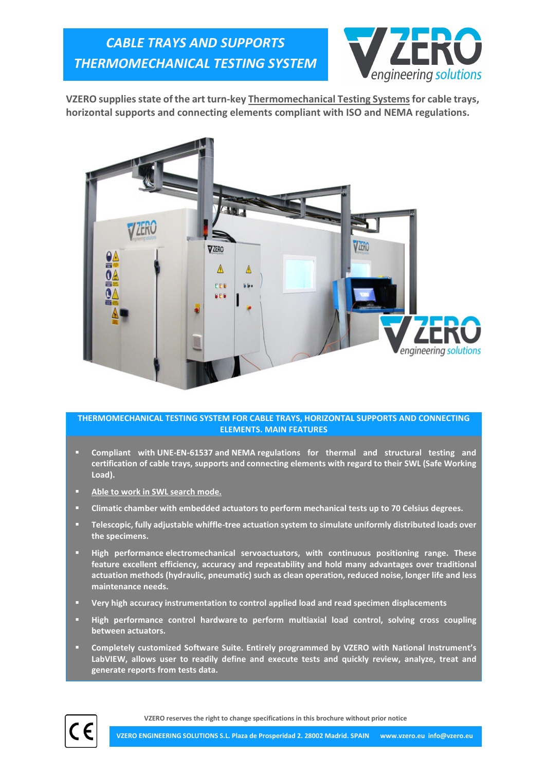# CABLE TRAYS AND SUPPORTS THERMOMECHANICAL TESTING SYSTEM

**VZERO supplies state of the art turn-key Thermomechanical Testing Systems for cable trays, horizontal supports and connecting elements compliant with ISO and NEMA regulations.**

## THERMOMECHANICAL TESTING SYSTEM FOR CABLE TRAYS, HORIZONTAL SUPPORTS AND CONNECTING ELEMENTS. MAIN FEATURES

- **Compliant with UNE-EN-61537 and NEMA regulations for thermal and structural testing and certification of cable trays, supports and connecting elements with regard to their SWL (Safe Working Load).**
- **Able to work in SWL search mode.**
- **Climatic chamber with embedded actuators to perform mechanical tests up to 70 Celsius degrees.**
- **Telescopic, fully adjustable whiffle-tree actuation system to simulate uniformly distributed loads over the specimens.**
- **High performance electromechanical servoactuators, with continuous positioning range. These feature excellent efficiency, accuracy and repeatability and hold many advantages over traditional actuation methods (hydraulic, pneumatic) such as clean operation, reduced noise, longer life and less maintenance needs.**
- **Very high accuracy instrumentation to control applied load and read specimen displacements**
- **High performance control hardware to perform multiaxial load control, solving cross coupling between actuators.**
- **Completely customized Software Suite. Entirely programmed by VZERO with National Instrument's LabVIEW, allows user to readily define and execute tests and quickly review, analyze, treat and generate reports from tests data.**

VZERO reserves the right to change specifications in this brochure without prior notice

VZERO ENGINEERING SOLUTIONS S.L. Plaza de Prosperidad 2. 28002 Madrid. SPAIN www.vzero.eu info@vzero.eu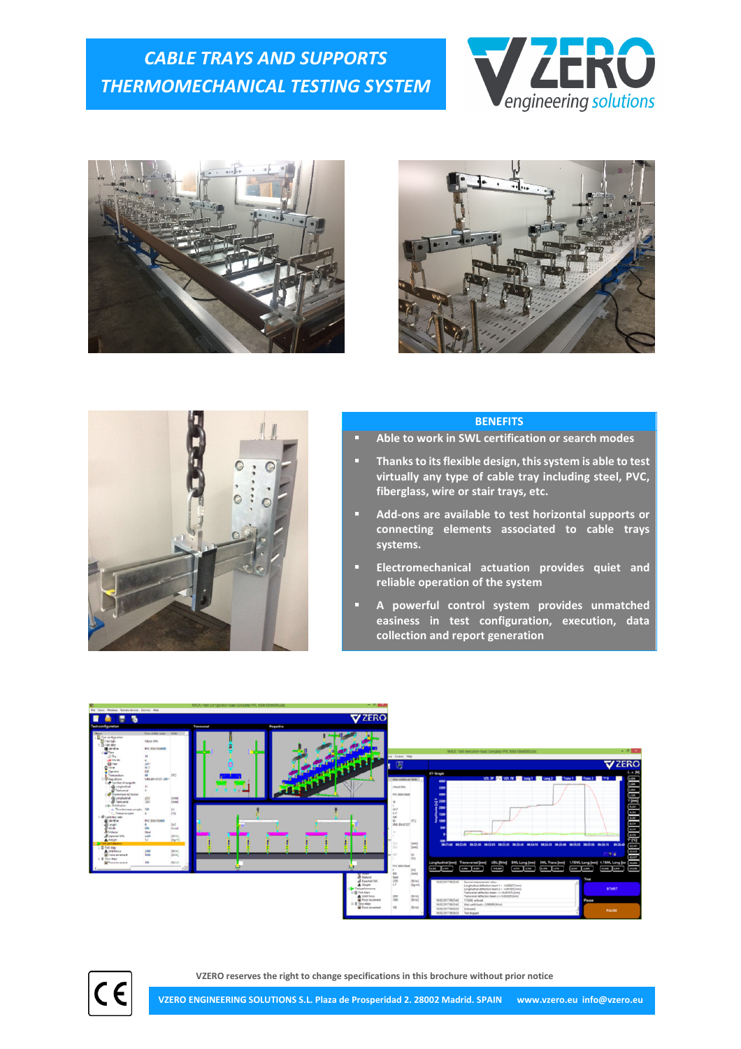# CABLE TRAYS AND SUPPORTS THERMOMECHANICAL TESTING SYSTEM

VZERO engineering solutions

## BENEFITS

- Able to work in SWL certification or search modes
- Thanks to its flexible design, this system is able to test virtually any type of cable tray including steel, PVC, fiberglass, wire or stair trays, etc.
- Add-ons are available to test horizontal supports or connecting elements associated to cable trays systems.
- Electromechanical actuation provides quiet and reliable operation of the system
- A powerful control system provides unmatched easiness in test configuration, execution, data collection and report generation

VZERO reserves the right to change specifications in this brochure without prior notice

VZERO ENGINEERING SOLUTIONS S.L. Plaza de Prosperidad 2. 28002 Madrid. SPAIN www.vzero.eu info@vzero.eu